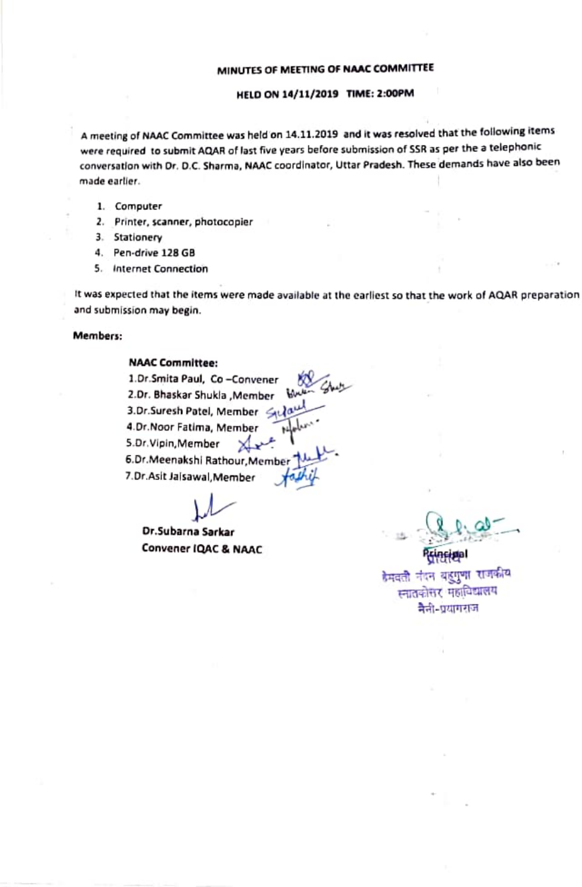## MINUTES OF MEETING OF NAAC COMMITTEE

### HELD ON 14/11/2019 TIME: 2:00PM

A meeting of NAAC Committee was held on 14.11.2019 and it was resolved that the following items were required to submit AQAR of last five years before submission of SSR as per the a telephonic conversation with Dr. D.C. Sharma, NAAC coordinator, Uttar Pradesh. These demands have also been made earlier.

1. Computer
2. Printer, scanner, photocopier
3. Stationery
4. Pen-drive 128 GB
5. Internet Connection

It was expected that the items were made available at the earliest so that the work of AQAR preparation and submission may begin.

**Members:**

**NAAC Committee:**

1. Dr. Smita Paul, Co –Convener
2. Dr. Bhaskar Shukla, Member
3. Dr. Suresh Patel, Member
4. Dr. Noor Fatima, Member
5. Dr. Vipin, Member
6. Dr. Meenakshi Rathour, Member
7. Dr. Asit Jaisawal, Member

**Dr. Subarna Sarkar**
**Convener IQAC & NAAC**

**Principal**
प्राचार्य
हेमवती नंदन बहुगुणा राजकीय
स्नातकोत्तर महाविद्यालय
नैनी-प्रयागराज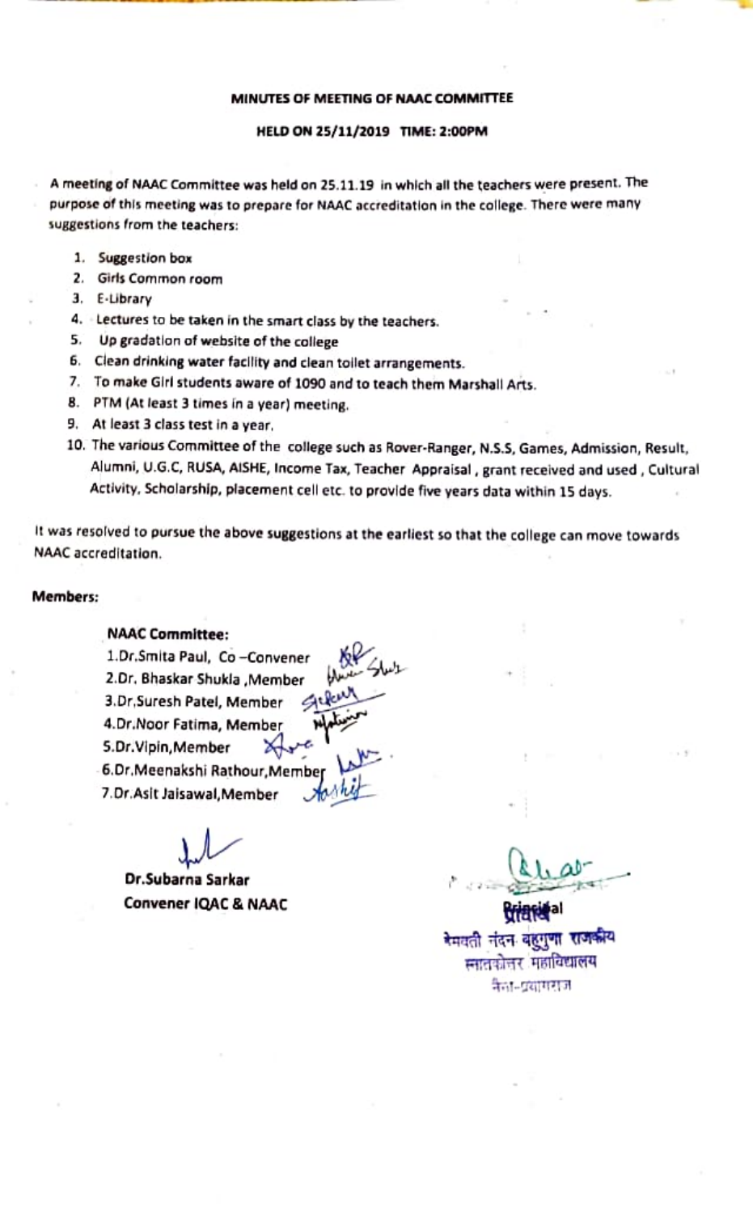**MINUTES OF MEETING OF NAAC COMMITTEE**

**HELD ON 25/11/2019 TIME: 2:00PM**

A meeting of NAAC Committee was held on 25.11.19 in which all the teachers were present. The purpose of this meeting was to prepare for NAAC accreditation in the college. There were many suggestions from the teachers:

1. Suggestion box
2. Girls Common room
3. E-Library
4. Lectures to be taken in the smart class by the teachers.
5. Up gradation of website of the college
6. Clean drinking water facility and clean toilet arrangements.
7. To make Girl students aware of 1090 and to teach them Marshall Arts.
8. PTM (At least 3 times in a year) meeting.
9. At least 3 class test in a year.
10. The various Committee of the college such as Rover-Ranger, N.S.S, Games, Admission, Result, Alumni, U.G.C, RUSA, AISHE, Income Tax, Teacher Appraisal, grant received and used, Cultural Activity, Scholarship, placement cell etc. to provide five years data within 15 days.

It was resolved to pursue the above suggestions at the earliest so that the college can move towards NAAC accreditation.

**Members:**

**NAAC Committee:**

1. Dr.Smita Paul, Co –Convener
2. Dr. Bhaskar Shukla ,Member
3. Dr.Suresh Patel, Member
4. Dr.Noor Fatima, Member
5. Dr.Vipin,Member
6. Dr.Meenakshi Rathour,Member
7. Dr.Asit Jaisawal,Member

**Dr.Subarna Sarkar**
**Convener IQAC & NAAC**

**Principal**
हेमवती नंदन बहुगुणा राजकीय
स्नातकोत्तर महाविद्यालय
नैनी-प्रयागराज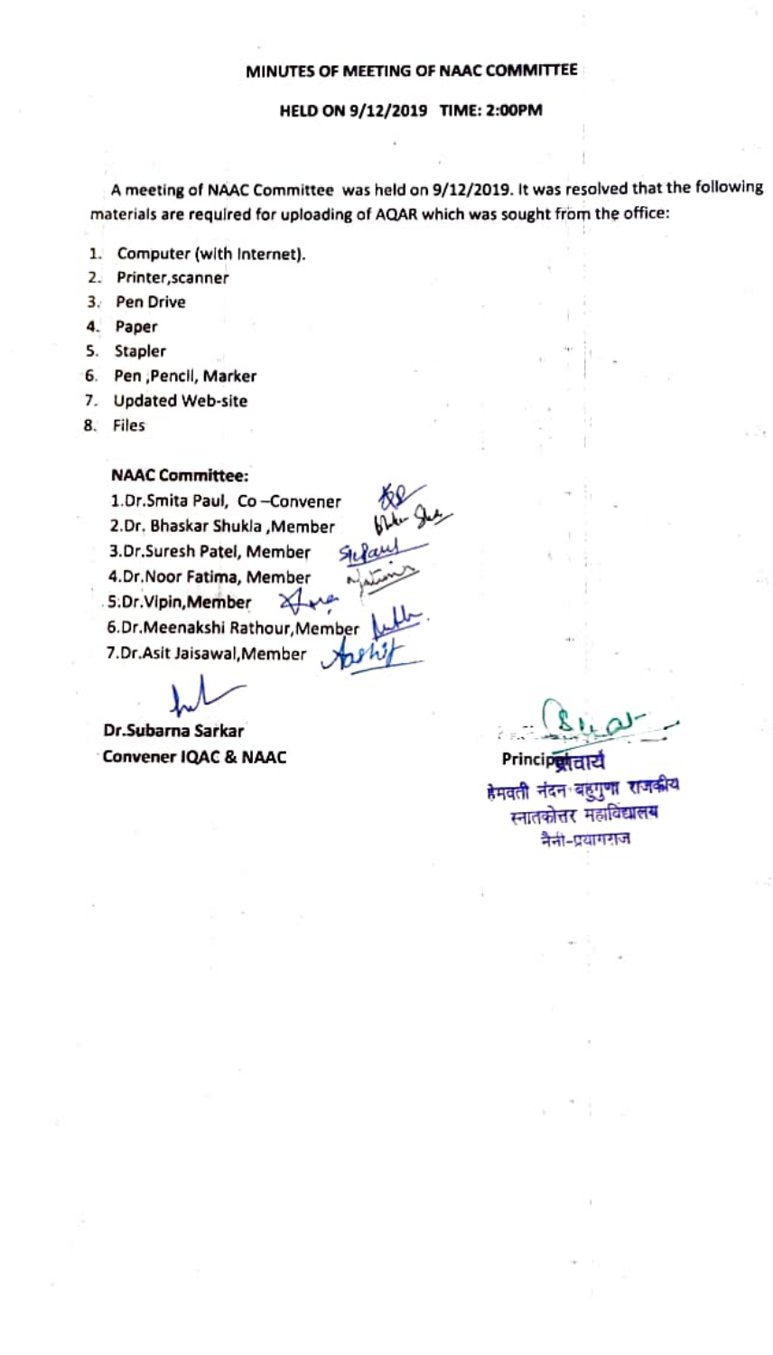**MINUTES OF MEETING OF NAAC COMMITTEE**

**HELD ON 9/12/2019 TIME: 2:00PM**

A meeting of NAAC Committee was held on 9/12/2019. It was resolved that the following materials are required for uploading of AQAR which was sought from the office:

1. Computer (with Internet).
2. Printer,scanner
3. Pen Drive
4. Paper
5. Stapler
6. Pen ,Pencil, Marker
7. Updated Web-site
8. Files

**NAAC Committee:**

1.Dr.Smita Paul, Co –Convener
2.Dr. Bhaskar Shukla ,Member
3.Dr.Suresh Patel, Member
4.Dr.Noor Fatima, Member
5.Dr.Vipin,Member
6.Dr.Meenakshi Rathour,Member
7.Dr.Asit Jaisawal,Member

**Dr.Subarna Sarkar**
**Convener IQAC & NAAC**

**Principal/प्राचार्य**
हेमवती नंदन बहुगुणा राजकीय
स्नातकोत्तर महाविद्यालय
नैनी-प्रयागराज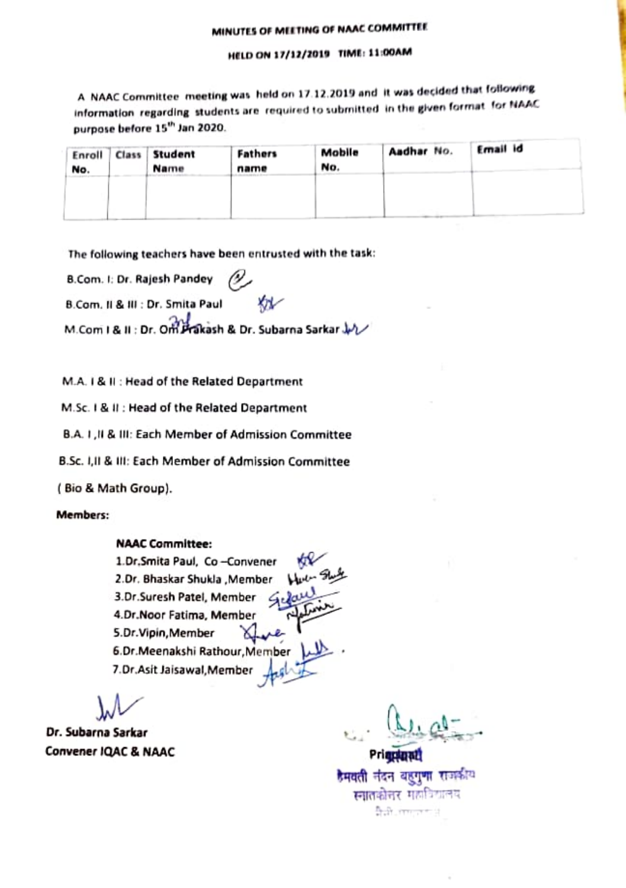## MINUTES OF MEETING OF NAAC COMMITTEE

### HELD ON 17/12/2019 TIME: 11:00AM

A NAAC Committee meeting was held on 17.12.2019 and it was decided that following information regarding students are required to submitted in the given format for NAAC purpose before 15th Jan 2020.

| Enroll No. | Class | Student Name | Fathers name | Mobile No. | Aadhar No. | Email id |
|---|---|---|---|---|---|---|
| | | | | | | |

The following teachers have been entrusted with the task:

B.Com. I: Dr. Rajesh Pandey

B.Com. II & III : Dr. Smita Paul

M.Com I & II : Dr. Om Prakash & Dr. Subarna Sarkar

M.A. I & II : Head of the Related Department

M.Sc. I & II : Head of the Related Department

B.A. I ,II & III: Each Member of Admission Committee

B.Sc. I,II & III: Each Member of Admission Committee

( Bio & Math Group).

**Members:**

**NAAC Committee:**

1. Dr.Smita Paul, Co –Convener
2. Dr. Bhaskar Shukla ,Member
3. Dr.Suresh Patel, Member
4. Dr.Noor Fatima, Member
5. Dr.Vipin,Member
6. Dr.Meenakshi Rathour,Member
7. Dr.Asit Jaisawal,Member

**Dr. Subarna Sarkar**
**Convener IQAC & NAAC**

**Principal**
हेमवती नंदन बहुगुणा राजकीय
स्नातकोत्तर महाविद्यालय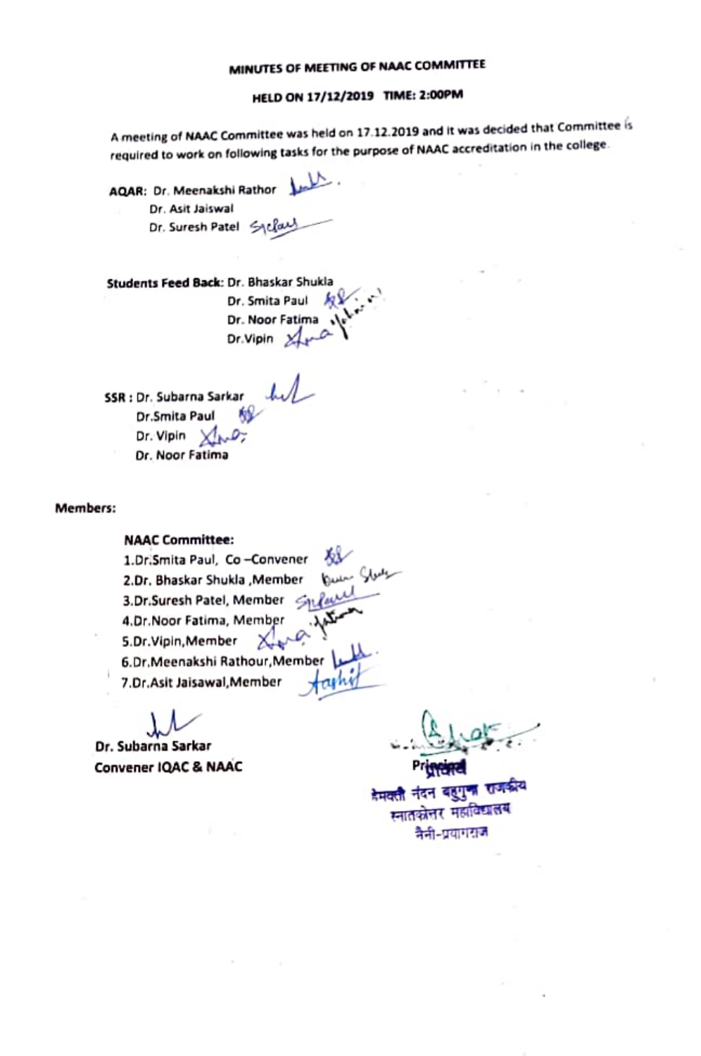## MINUTES OF MEETING OF NAAC COMMITTEE

### HELD ON 17/12/2019 TIME: 2:00PM

A meeting of NAAC Committee was held on 17.12.2019 and it was decided that Committee is required to work on following tasks for the purpose of NAAC accreditation in the college.

**AQAR:** Dr. Meenakshi Rathor
Dr. Asit Jaiswal
Dr. Suresh Patel

**Students Feed Back:** Dr. Bhaskar Shukla
Dr. Smita Paul
Dr. Noor Fatima
Dr.Vipin

**SSR :** Dr. Subarna Sarkar
Dr.Smita Paul
Dr. Vipin
Dr. Noor Fatima

**Members:**

**NAAC Committee:**

1. Dr.Smita Paul, Co –Convener
2. Dr. Bhaskar Shukla ,Member
3. Dr.Suresh Patel, Member
4. Dr.Noor Fatima, Member
5. Dr.Vipin,Member
6. Dr.Meenakshi Rathour,Member
7. Dr.Asit Jaisawal,Member

**Dr. Subarna Sarkar**
**Convener IQAC & NAAC**

**Principal**
प्राचार्य
हेमवती नंदन बहुगुणा राजकीय
स्नातकोत्तर महाविद्यालय
नैनी-प्रयागराज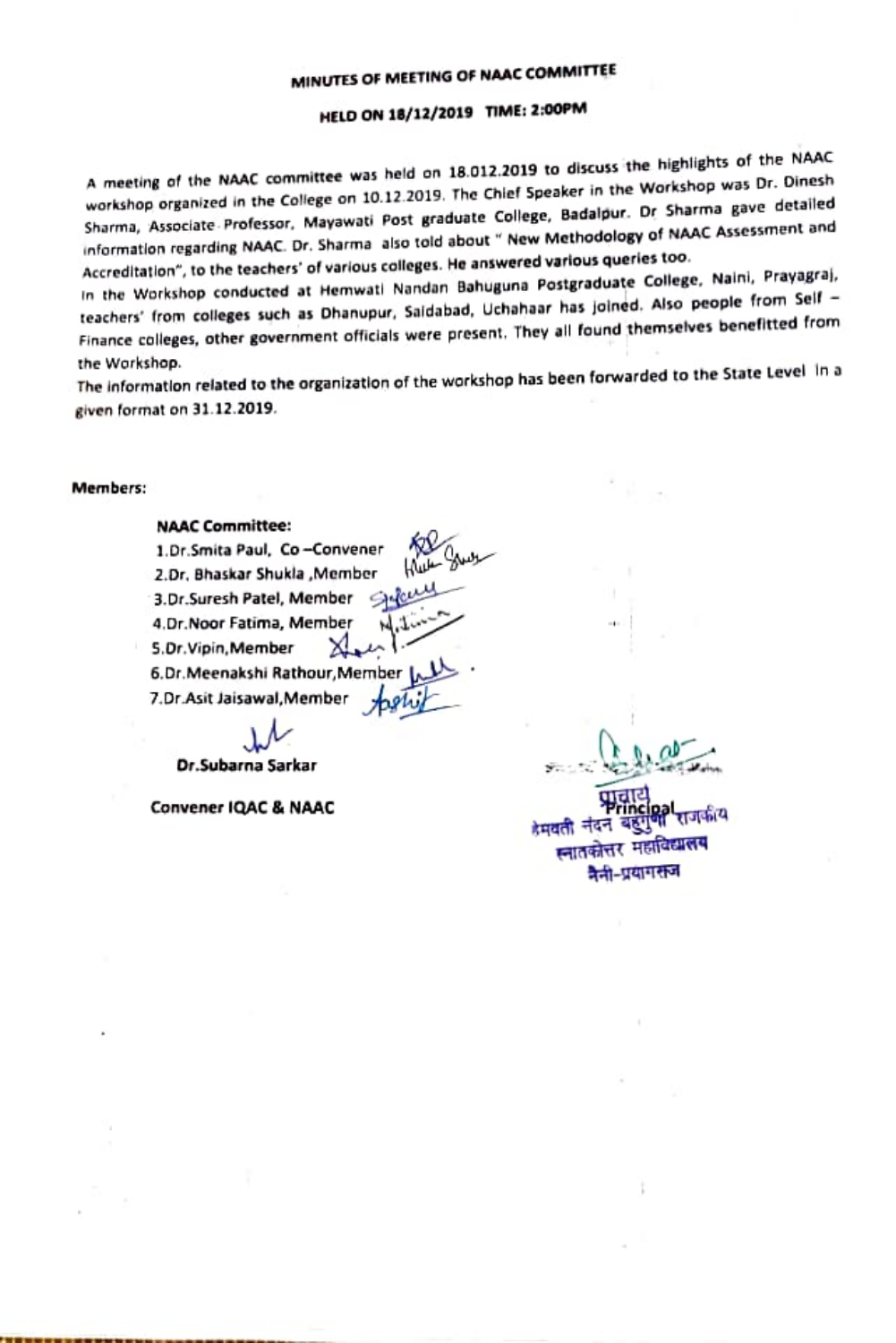# MINUTES OF MEETING OF NAAC COMMITTEE

## HELD ON 18/12/2019 TIME: 2:00PM

A meeting of the NAAC committee was held on 18.012.2019 to discuss the highlights of the NAAC workshop organized in the College on 10.12.2019. The Chief Speaker in the Workshop was Dr. Dinesh Sharma, Associate Professor, Mayawati Post graduate College, Badalpur. Dr Sharma gave detailed information regarding NAAC. Dr. Sharma also told about " New Methodology of NAAC Assessment and Accreditation", to the teachers' of various colleges. He answered various queries too.

In the Workshop conducted at Hemwati Nandan Bahuguna Postgraduate College, Naini, Prayagraj, teachers' from colleges such as Dhanupur, Saidabad, Uchahaar has joined. Also people from Self – Finance colleges, other government officials were present. They all found themselves benefitted from the Workshop.

The information related to the organization of the workshop has been forwarded to the State Level in a given format on 31.12.2019.

**Members:**

**NAAC Committee:**

1. Dr.Smita Paul, Co –Convener
2. Dr. Bhaskar Shukla ,Member
3. Dr.Suresh Patel, Member
4. Dr.Noor Fatima, Member
5. Dr.Vipin,Member
6. Dr.Meenakshi Rathour,Member
7. Dr.Asit Jaisawal,Member

**Dr.Subarna Sarkar**

**Convener IQAC & NAAC**

प्राचार्य
Principal
हेमवती नंदन बहुगुणा राजकीय
स्नातकोत्तर महाविद्यालय
नैनी-प्रयागराज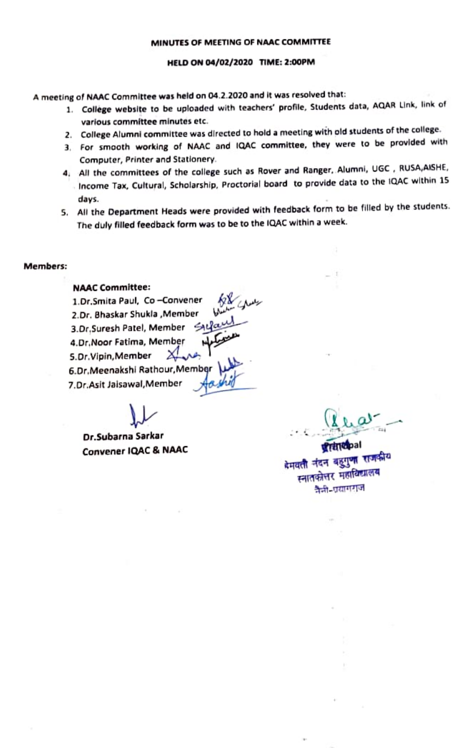**MINUTES OF MEETING OF NAAC COMMITTEE**

**HELD ON 04/02/2020 TIME: 2:00PM**

A meeting of NAAC Committee was held on 04.2.2020 and it was resolved that:

1. College website to be uploaded with teachers' profile, Students data, AQAR Link, link of various committee minutes etc.
2. College Alumni committee was directed to hold a meeting with old students of the college.
3. For smooth working of NAAC and IQAC committee, they were to be provided with Computer, Printer and Stationery.
4. All the committees of the college such as Rover and Ranger, Alumni, UGC, RUSA, AISHE, Income Tax, Cultural, Scholarship, Proctorial board to provide data to the IQAC within 15 days.
5. All the Department Heads were provided with feedback form to be filled by the students. The duly filled feedback form was to be to the IQAC within a week.

**Members:**

**NAAC Committee:**

1. Dr. Smita Paul, Co-Convener
2. Dr. Bhaskar Shukla, Member
3. Dr. Suresh Patel, Member
4. Dr. Noor Fatima, Member
5. Dr. Vipin, Member
6. Dr. Meenakshi Rathour, Member
7. Dr. Asit Jaisawal, Member

**Dr. Subarna Sarkar**
**Convener IQAC & NAAC**

**Principal**
हेमवती नंदन बहुगुणा राजकीय
स्नातकोत्तर महाविद्यालय
नैनी-प्रयागराज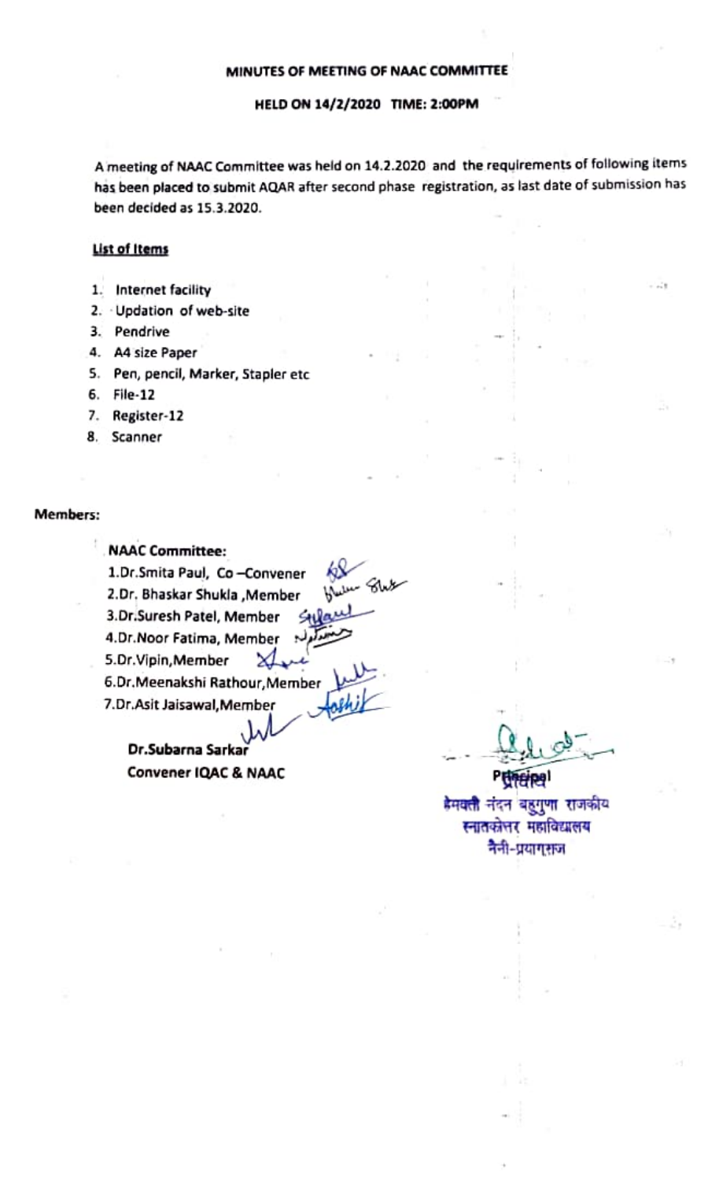**MINUTES OF MEETING OF NAAC COMMITTEE**

**HELD ON 14/2/2020 TIME: 2:00PM**

A meeting of NAAC Committee was held on 14.2.2020 and the requirements of following items has been placed to submit AQAR after second phase registration, as last date of submission has been decided as 15.3.2020.

**List of Items**

1. Internet facility
2. Updation of web-site
3. Pendrive
4. A4 size Paper
5. Pen, pencil, Marker, Stapler etc
6. File-12
7. Register-12
8. Scanner

**Members:**

**NAAC Committee:**

1. Dr.Smita Paul, Co –Convener
2. Dr. Bhaskar Shukla ,Member
3. Dr.Suresh Patel, Member
4. Dr.Noor Fatima, Member
5. Dr.Vipin,Member
6. Dr.Meenakshi Rathour,Member
7. Dr.Asit Jaisawal,Member

**Dr.Subarna Sarkar**
**Convener IQAC & NAAC**

**Principal**
प्राचार्य
हेमवती नंदन बहुगुणा राजकीय
स्नातकोत्तर महाविद्यालय
नैनी-प्रयागराज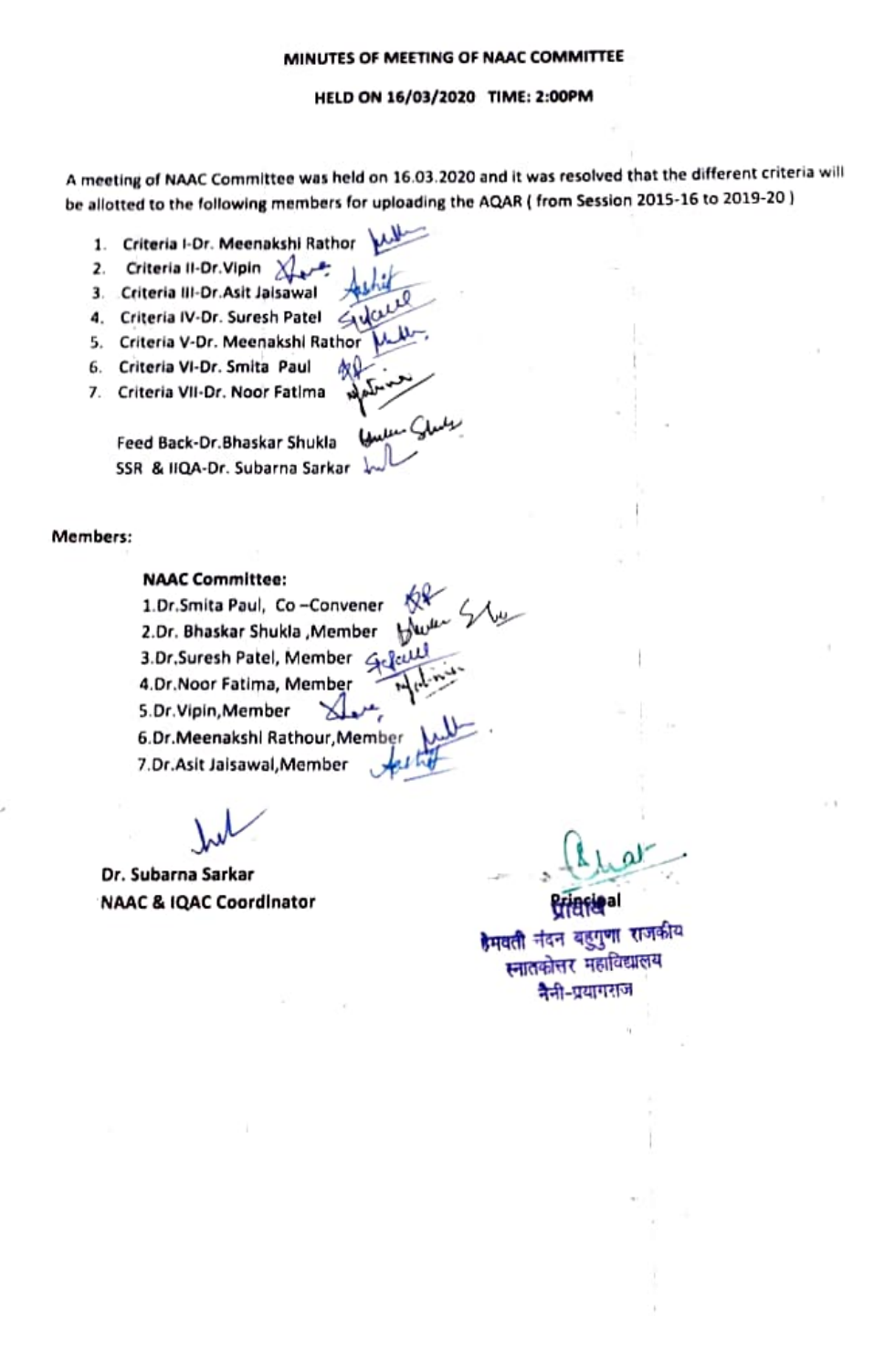## MINUTES OF MEETING OF NAAC COMMITTEE

### HELD ON 16/03/2020 TIME: 2:00PM

A meeting of NAAC Committee was held on 16.03.2020 and it was resolved that the different criteria will be allotted to the following members for uploading the AQAR ( from Session 2015-16 to 2019-20 )

1. Criteria I-Dr. Meenakshi Rathor
2. Criteria II-Dr.Vipin
3. Criteria III-Dr.Asit Jaisawal
4. Criteria IV-Dr. Suresh Patel
5. Criteria V-Dr. Meenakshi Rathor
6. Criteria VI-Dr. Smita Paul
7. Criteria VII-Dr. Noor Fatima

Feed Back-Dr.Bhaskar Shukla

SSR & IIQA-Dr. Subarna Sarkar

**Members:**

**NAAC Committee:**

1.Dr.Smita Paul, Co –Convener

2.Dr. Bhaskar Shukla ,Member

3.Dr,Suresh Patel, Member

4.Dr.Noor Fatima, Member

5.Dr.Vipin,Member

6.Dr.Meenakshi Rathour,Member

7.Dr.Asit Jaisawal,Member

**Dr. Subarna Sarkar**

**NAAC & IQAC Coordinator**

**Principal**

प्राचार्य

हेमवती नंदन बहुगुणा राजकीय

स्नातकोत्तर महाविद्यालय

नैनी-प्रयागराज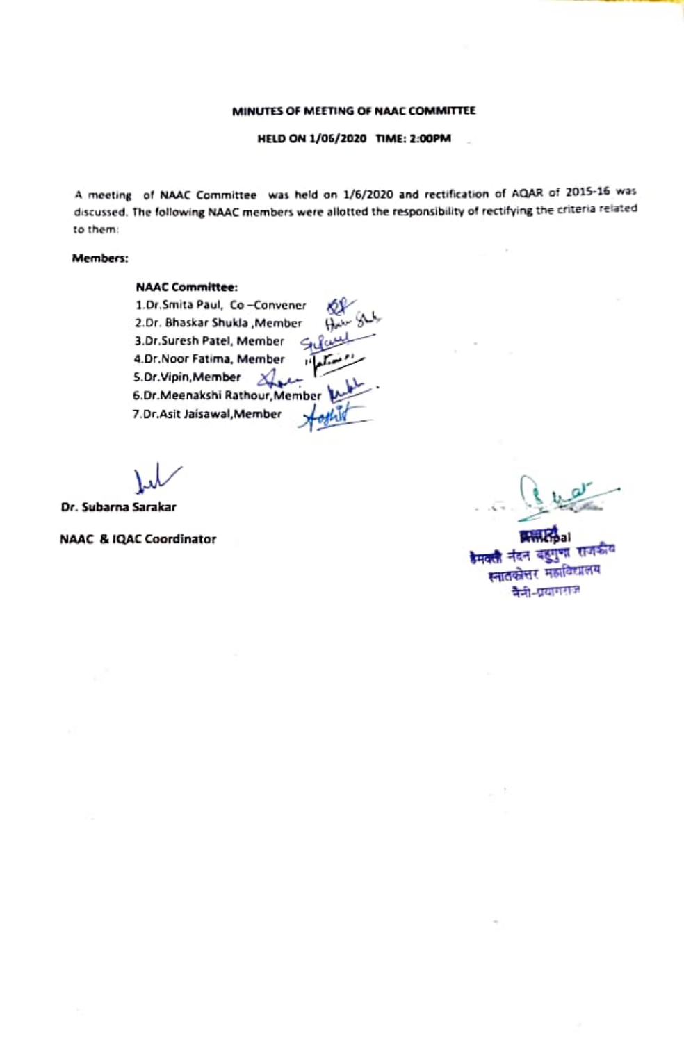# MINUTES OF MEETING OF NAAC COMMITTEE

## HELD ON 1/06/2020 TIME: 2:00PM

A meeting of NAAC Committee was held on 1/6/2020 and rectification of AQAR of 2015-16 was discussed. The following NAAC members were allotted the responsibility of rectifying the criteria related to them:

**Members:**

**NAAC Committee:**

1. Dr.Smita Paul, Co –Convener
2. Dr. Bhaskar Shukla ,Member
3. Dr.Suresh Patel, Member
4. Dr.Noor Fatima, Member
5. Dr.Vipin,Member
6. Dr.Meenakshi Rathour,Member
7. Dr.Asit Jaisawal,Member

**Dr. Subarna Sarakar**

**NAAC & IQAC Coordinator**

**प्राचार्य / Principal**
हेमवती नंदन बहुगुणा राजकीय
स्नातकोत्तर महाविद्यालय
नैनी-प्रयागराज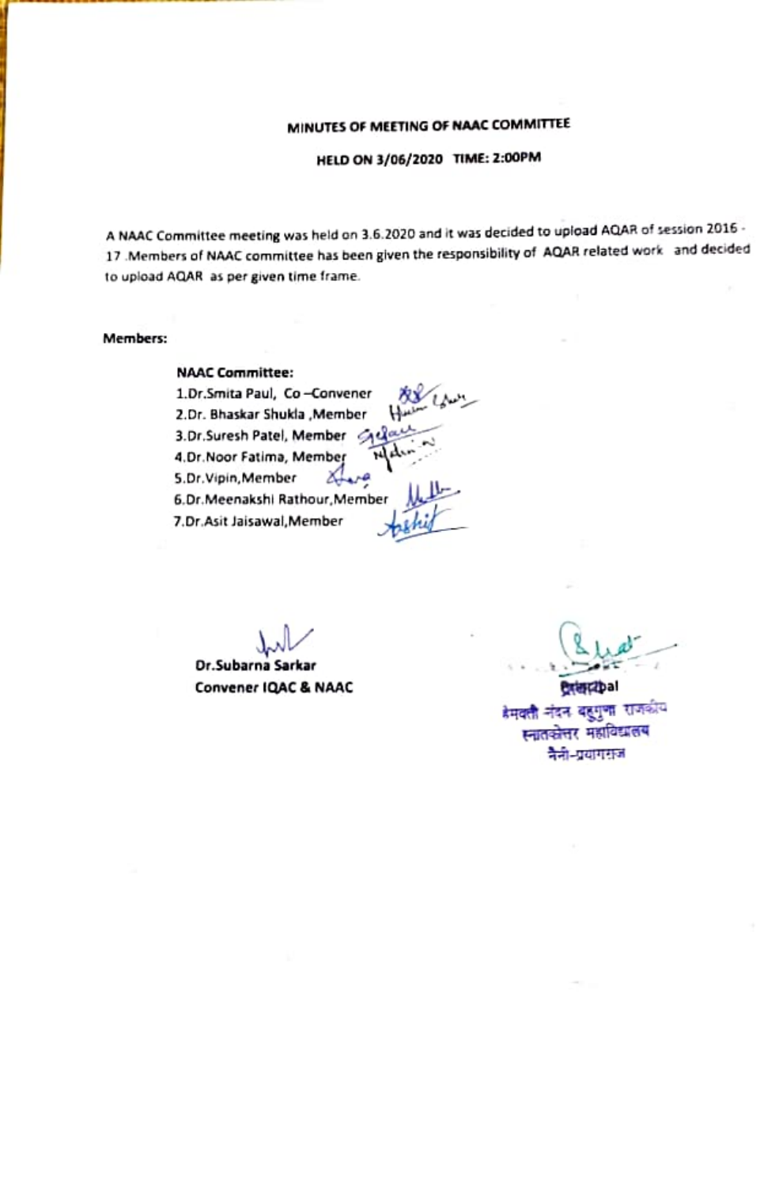**MINUTES OF MEETING OF NAAC COMMITTEE**

**HELD ON 3/06/2020 TIME: 2:00PM**

A NAAC Committee meeting was held on 3.6.2020 and it was decided to upload AQAR of session 2016-17 .Members of NAAC committee has been given the responsibility of AQAR related work and decided to upload AQAR as per given time frame.

**Members:**

**NAAC Committee:**

1.Dr.Smita Paul, Co –Convener

2.Dr. Bhaskar Shukla ,Member

3.Dr.Suresh Patel, Member

4.Dr.Noor Fatima, Member

5.Dr.Vipin,Member

6.Dr.Meenakshi Rathour,Member

7.Dr.Asit Jaisawal,Member

**Dr.Subarna Sarkar**
**Convener IQAC & NAAC**

प्राचार्य

हेमवती नंदन बहुगुणा राजकीय स्नातकोत्तर महाविद्यालय नैनी-प्रयागराज